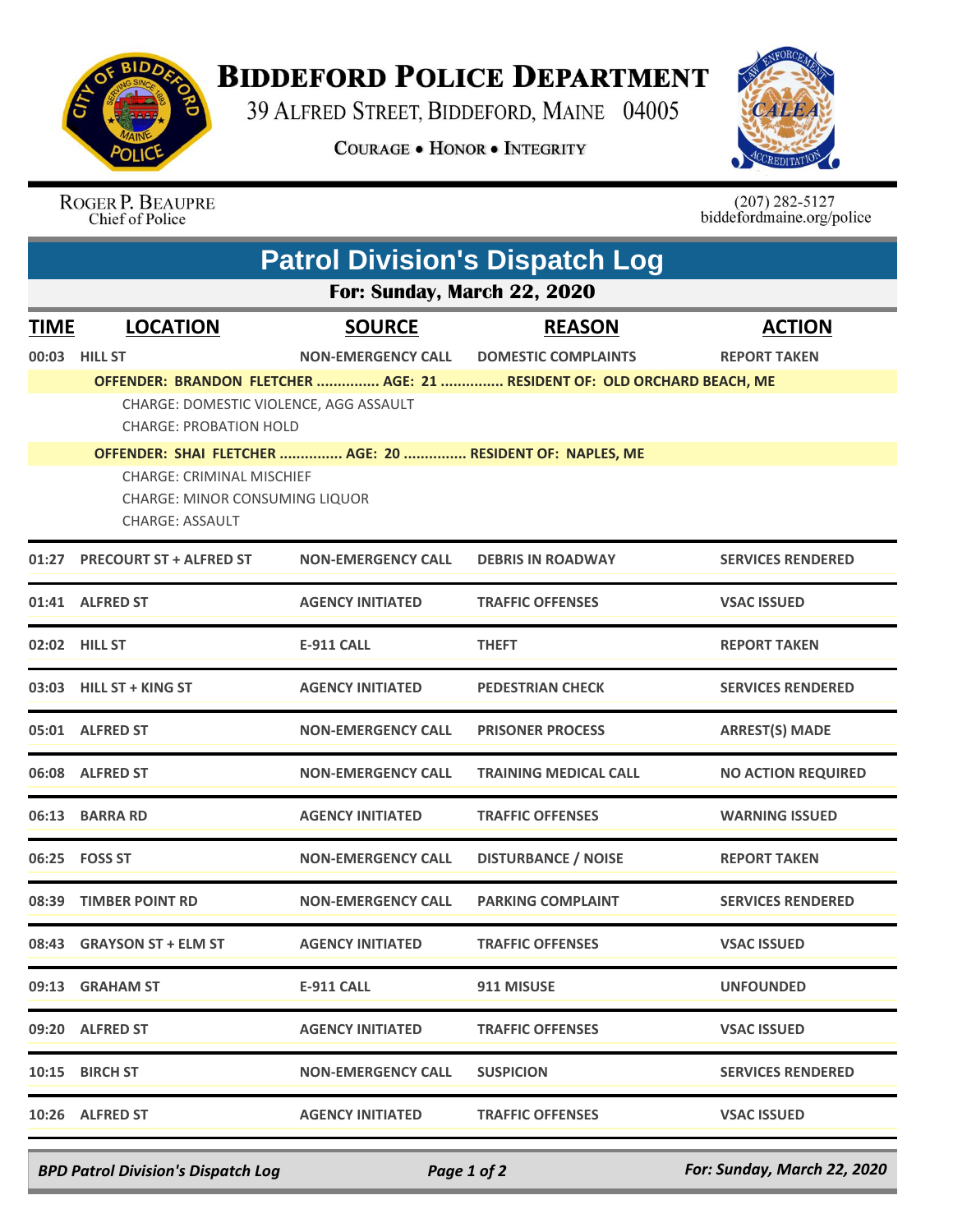# BIDDEFORD POLICE DEPARTMENT

39 ALFRED STREET, BIDDEFORD, MAINE 04005

COURAGE • HONOR • INTEGRITY

ROGER P. BEAUPRE
Chief of Police

(207) 282-5127
biddefordmaine.org/police

## Patrol Division's Dispatch Log

### For: Sunday, March 22, 2020

| TIME | LOCATION | SOURCE | REASON | ACTION |
|---|---|---|---|---|
| 00:03 | HILL ST | NON-EMERGENCY CALL | DOMESTIC COMPLAINTS | REPORT TAKEN |

OFFENDER: BRANDON FLETCHER ............... AGE: 21 ............... RESIDENT OF: OLD ORCHARD BEACH, ME

CHARGE: DOMESTIC VIOLENCE, AGG ASSAULT
CHARGE: PROBATION HOLD

OFFENDER: SHAI FLETCHER ............... AGE: 20 ............... RESIDENT OF: NAPLES, ME

CHARGE: CRIMINAL MISCHIEF
CHARGE: MINOR CONSUMING LIQUOR
CHARGE: ASSAULT

| TIME | LOCATION | SOURCE | REASON | ACTION |
|---|---|---|---|---|
| 01:27 | PRECOURT ST + ALFRED ST | NON-EMERGENCY CALL | DEBRIS IN ROADWAY | SERVICES RENDERED |
| 01:41 | ALFRED ST | AGENCY INITIATED | TRAFFIC OFFENSES | VSAC ISSUED |
| 02:02 | HILL ST | E-911 CALL | THEFT | REPORT TAKEN |
| 03:03 | HILL ST + KING ST | AGENCY INITIATED | PEDESTRIAN CHECK | SERVICES RENDERED |
| 05:01 | ALFRED ST | NON-EMERGENCY CALL | PRISONER PROCESS | ARREST(S) MADE |
| 06:08 | ALFRED ST | NON-EMERGENCY CALL | TRAINING MEDICAL CALL | NO ACTION REQUIRED |
| 06:13 | BARRA RD | AGENCY INITIATED | TRAFFIC OFFENSES | WARNING ISSUED |
| 06:25 | FOSS ST | NON-EMERGENCY CALL | DISTURBANCE / NOISE | REPORT TAKEN |
| 08:39 | TIMBER POINT RD | NON-EMERGENCY CALL | PARKING COMPLAINT | SERVICES RENDERED |
| 08:43 | GRAYSON ST + ELM ST | AGENCY INITIATED | TRAFFIC OFFENSES | VSAC ISSUED |
| 09:13 | GRAHAM ST | E-911 CALL | 911 MISUSE | UNFOUNDED |
| 09:20 | ALFRED ST | AGENCY INITIATED | TRAFFIC OFFENSES | VSAC ISSUED |
| 10:15 | BIRCH ST | NON-EMERGENCY CALL | SUSPICION | SERVICES RENDERED |
| 10:26 | ALFRED ST | AGENCY INITIATED | TRAFFIC OFFENSES | VSAC ISSUED |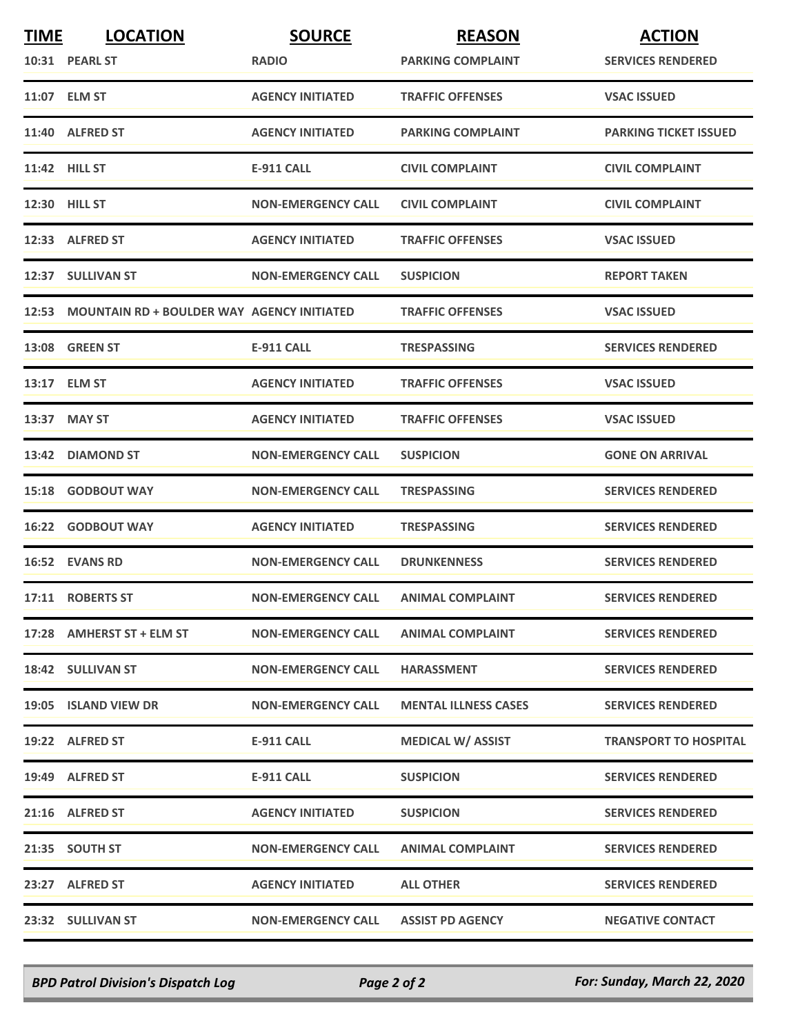| TIME | LOCATION | SOURCE | REASON | ACTION |
|---|---|---|---|---|
| 10:31 | PEARL ST | RADIO | PARKING COMPLAINT | SERVICES RENDERED |
| 11:07 | ELM ST | AGENCY INITIATED | TRAFFIC OFFENSES | VSAC ISSUED |
| 11:40 | ALFRED ST | AGENCY INITIATED | PARKING COMPLAINT | PARKING TICKET ISSUED |
| 11:42 | HILL ST | E-911 CALL | CIVIL COMPLAINT | CIVIL COMPLAINT |
| 12:30 | HILL ST | NON-EMERGENCY CALL | CIVIL COMPLAINT | CIVIL COMPLAINT |
| 12:33 | ALFRED ST | AGENCY INITIATED | TRAFFIC OFFENSES | VSAC ISSUED |
| 12:37 | SULLIVAN ST | NON-EMERGENCY CALL | SUSPICION | REPORT TAKEN |
| 12:53 | MOUNTAIN RD + BOULDER WAY | AGENCY INITIATED | TRAFFIC OFFENSES | VSAC ISSUED |
| 13:08 | GREEN ST | E-911 CALL | TRESPASSING | SERVICES RENDERED |
| 13:17 | ELM ST | AGENCY INITIATED | TRAFFIC OFFENSES | VSAC ISSUED |
| 13:37 | MAY ST | AGENCY INITIATED | TRAFFIC OFFENSES | VSAC ISSUED |
| 13:42 | DIAMOND ST | NON-EMERGENCY CALL | SUSPICION | GONE ON ARRIVAL |
| 15:18 | GODBOUT WAY | NON-EMERGENCY CALL | TRESPASSING | SERVICES RENDERED |
| 16:22 | GODBOUT WAY | AGENCY INITIATED | TRESPASSING | SERVICES RENDERED |
| 16:52 | EVANS RD | NON-EMERGENCY CALL | DRUNKENNESS | SERVICES RENDERED |
| 17:11 | ROBERTS ST | NON-EMERGENCY CALL | ANIMAL COMPLAINT | SERVICES RENDERED |
| 17:28 | AMHERST ST + ELM ST | NON-EMERGENCY CALL | ANIMAL COMPLAINT | SERVICES RENDERED |
| 18:42 | SULLIVAN ST | NON-EMERGENCY CALL | HARASSMENT | SERVICES RENDERED |
| 19:05 | ISLAND VIEW DR | NON-EMERGENCY CALL | MENTAL ILLNESS CASES | SERVICES RENDERED |
| 19:22 | ALFRED ST | E-911 CALL | MEDICAL W/ ASSIST | TRANSPORT TO HOSPITAL |
| 19:49 | ALFRED ST | E-911 CALL | SUSPICION | SERVICES RENDERED |
| 21:16 | ALFRED ST | AGENCY INITIATED | SUSPICION | SERVICES RENDERED |
| 21:35 | SOUTH ST | NON-EMERGENCY CALL | ANIMAL COMPLAINT | SERVICES RENDERED |
| 23:27 | ALFRED ST | AGENCY INITIATED | ALL OTHER | SERVICES RENDERED |
| 23:32 | SULLIVAN ST | NON-EMERGENCY CALL | ASSIST PD AGENCY | NEGATIVE CONTACT |